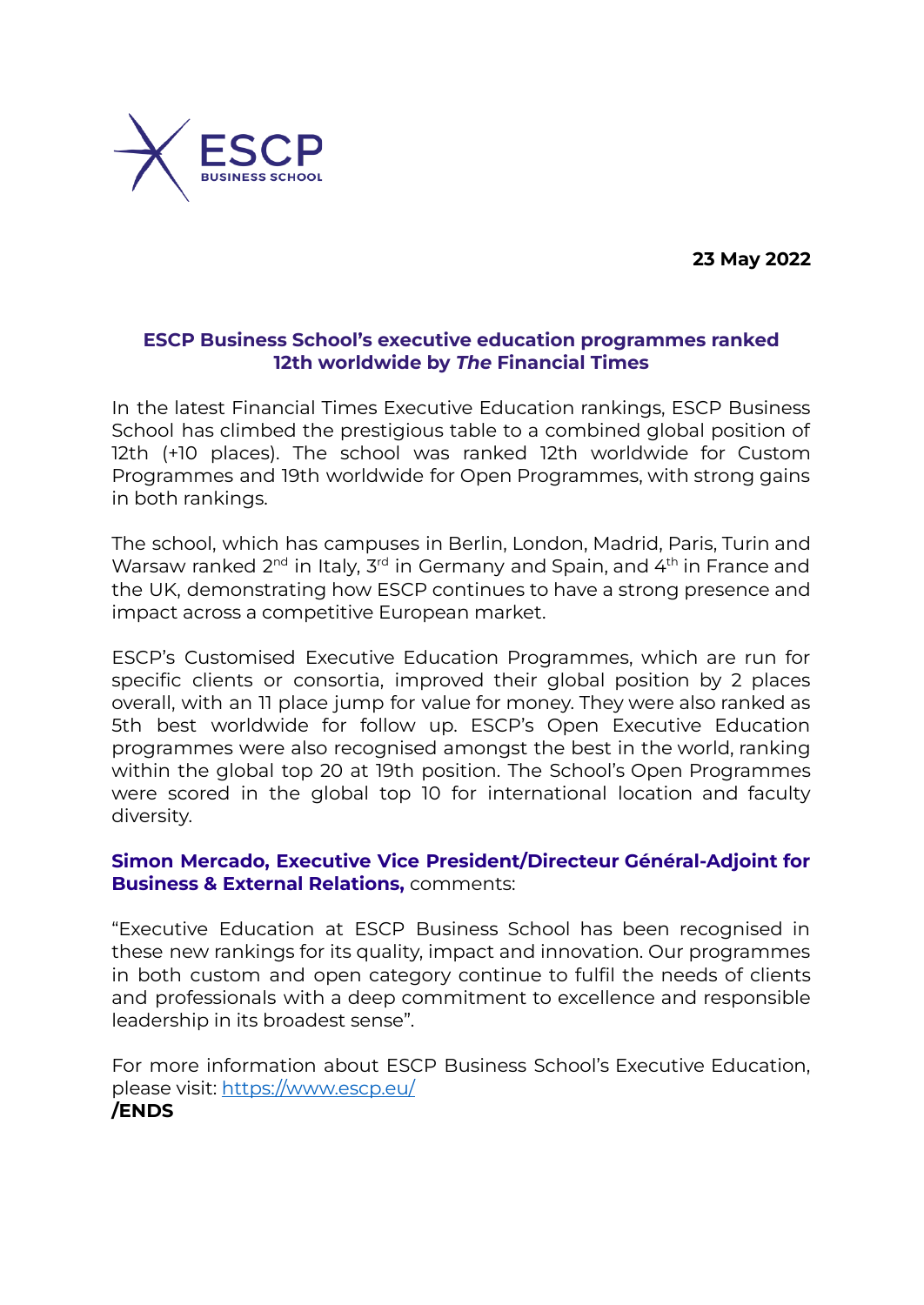**23 May 2022**

## ESCP Business School's executive education programmes ranked 12th worldwide by *The* Financial Times

In the latest Financial Times Executive Education rankings, ESCP Business School has climbed the prestigious table to a combined global position of 12th (+10 places). The school was ranked 12th worldwide for Custom Programmes and 19th worldwide for Open Programmes, with strong gains in both rankings.

The school, which has campuses in Berlin, London, Madrid, Paris, Turin and Warsaw ranked 2nd in Italy, 3rd in Germany and Spain, and 4th in France and the UK, demonstrating how ESCP continues to have a strong presence and impact across a competitive European market.

ESCP's Customised Executive Education Programmes, which are run for specific clients or consortia, improved their global position by 2 places overall, with an 11 place jump for value for money. They were also ranked as 5th best worldwide for follow up. ESCP's Open Executive Education programmes were also recognised amongst the best in the world, ranking within the global top 20 at 19th position. The School's Open Programmes were scored in the global top 10 for international location and faculty diversity.

**Simon Mercado, Executive Vice President/Directeur Général-Adjoint for Business & External Relations,** comments:

"Executive Education at ESCP Business School has been recognised in these new rankings for its quality, impact and innovation. Our programmes in both custom and open category continue to fulfil the needs of clients and professionals with a deep commitment to excellence and responsible leadership in its broadest sense".

For more information about ESCP Business School's Executive Education, please visit: https://www.escp.eu/

**/ENDS**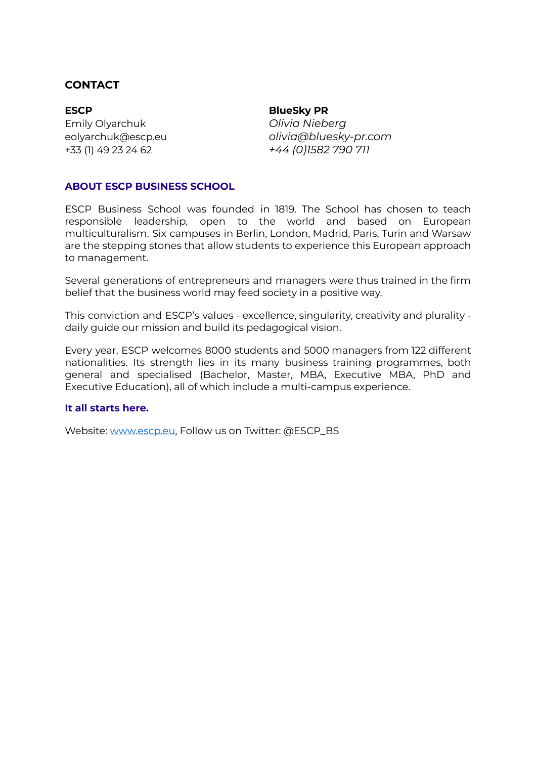## CONTACT

**ESCP**
Emily Olyarchuk
eolyarchuk@escp.eu
+33 (1) 49 23 24 62

**BlueSky PR**
*Olivia Nieberg*
*olivia@bluesky-pr.com*
*+44 (0)1582 790 711*

## ABOUT ESCP BUSINESS SCHOOL

ESCP Business School was founded in 1819. The School has chosen to teach responsible leadership, open to the world and based on European multiculturalism. Six campuses in Berlin, London, Madrid, Paris, Turin and Warsaw are the stepping stones that allow students to experience this European approach to management.

Several generations of entrepreneurs and managers were thus trained in the firm belief that the business world may feed society in a positive way.

This conviction and ESCP's values - excellence, singularity, creativity and plurality - daily guide our mission and build its pedagogical vision.

Every year, ESCP welcomes 8000 students and 5000 managers from 122 different nationalities. Its strength lies in its many business training programmes, both general and specialised (Bachelor, Master, MBA, Executive MBA, PhD and Executive Education), all of which include a multi-campus experience.

**It all starts here.**

Website: [www.escp.eu](www.escp.eu), Follow us on Twitter: @ESCP_BS